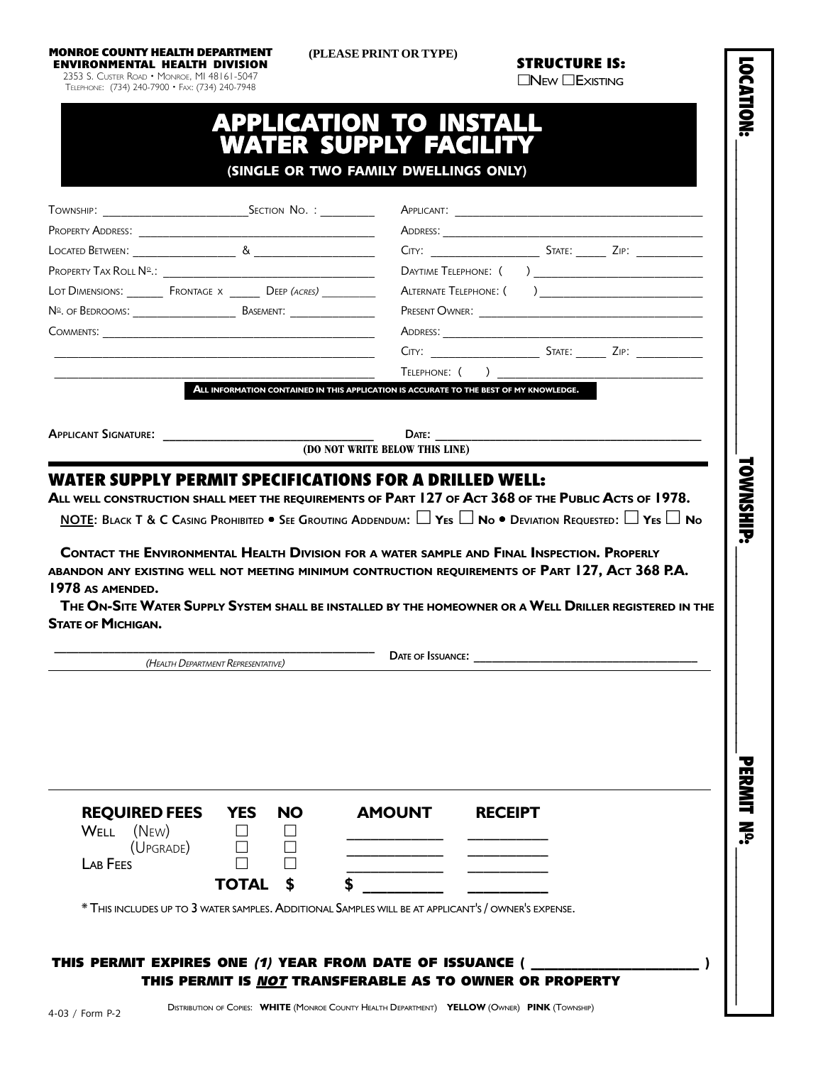**MONROE COUNTY HEALTH DEPARTMENT**
**ENVIRONMENTAL HEALTH DIVISION**
2353 S. Custer Road • Monroe, MI 48161-5047
Telephone: (734) 240-7900 • Fax: (734) 240-7948

**(PLEASE PRINT OR TYPE)**

**STRUCTURE IS:**
☐ New ☐ Existing

**LOCATION:** ____________________ **TOWNSHIP:** ____________________ **PERMIT №:** ____________________

# APPLICATION TO INSTALL WATER SUPPLY FACILITY

**(SINGLE OR TWO FAMILY DWELLINGS ONLY)**

Township: ______________________ Section No. : ________

Property Address: ______________________________________

Located Between: ________________ & ___________________

Property Tax Roll №.: ____________________________________

Lot Dimensions: _______ Frontage x ______ Deep *(acres)* _________

№. of Bedrooms: _________________ Basement: ______________

Comments: ______________________________________________

________________________________________________________

________________________________________________________

Applicant: ______________________________________________

Address: _______________________________________________

City: __________________ State: ______ Zip: ___________

Daytime Telephone: ( ) ___________________________

Alternate Telephone: ( ) __________________________

Present Owner: __________________________________________

Address: _______________________________________________

City: __________________ State: ______ Zip: ___________

Telephone: ( ) _________________________________

**All information contained in this application is accurate to the best of my knowledge.**

**Applicant Signature:** ______________________________ **Date:** ______________________________

**(DO NOT WRITE BELOW THIS LINE)**

## WATER SUPPLY PERMIT SPECIFICATIONS FOR A DRILLED WELL:

**All well construction shall meet the requirements of Part 127 of Act 368 of the Public Acts of 1978.**

**NOTE: Black T & C Casing Prohibited • See Grouting Addendum: ☐ Yes ☐ No • Deviation Requested: ☐ Yes ☐ No**

**Contact the Environmental Health Division for a water sample and Final Inspection. Properly abandon any existing well not meeting minimum contruction requirements of Part 127, Act 368 P.A. 1978 as amended.**

**The On-Site Water Supply System shall be installed by the homeowner or a Well Driller registered in the State of Michigan.**

______________________________________ **Date of Issuance:** ______________________________
*(Health Department Representative)*

| REQUIRED FEES | YES | NO | AMOUNT | RECEIPT |
|---|---|---|---|---|
| Well (New) | ☐ | ☐ | __________ | __________ |
| (Upgrade) | ☐ | ☐ | __________ | __________ |
| Lab Fees | ☐ | ☐ | __________ | __________ |
| | **TOTAL** | **$** | **$** __________ | __________ |

\* This includes up to 3 water samples. Additional Samples will be at applicant's / owner's expense.

**THIS PERMIT EXPIRES ONE *(1)* YEAR FROM DATE OF ISSUANCE ( ____________________ )**
**THIS PERMIT IS *NOT* TRANSFERABLE AS TO OWNER OR PROPERTY**

4-03 / Form P-2

Distribution of Copies: **WHITE** (Monroe County Health Department) **YELLOW** (Owner) **PINK** (Township)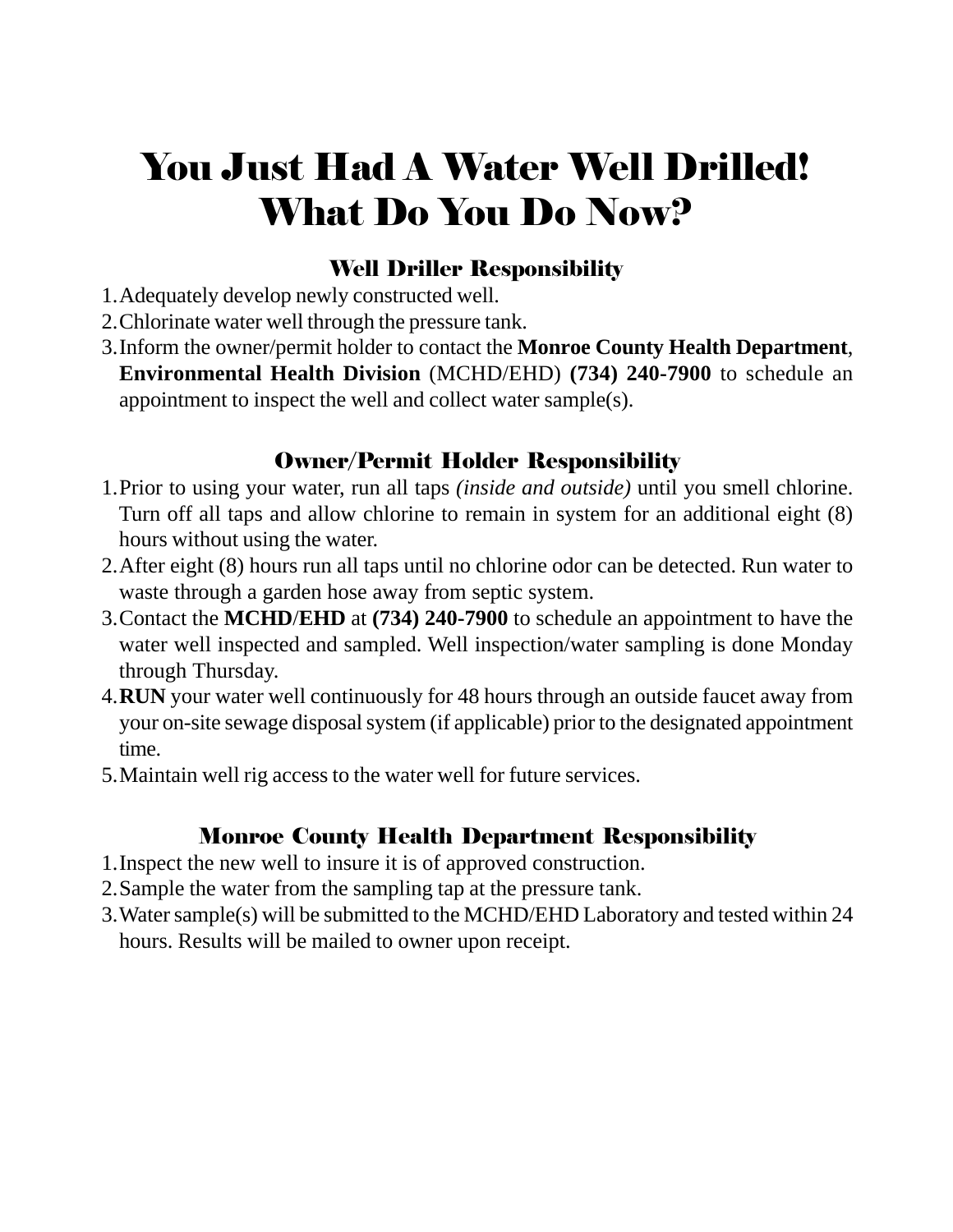# You Just Had A Water Well Drilled! What Do You Do Now?

## Well Driller Responsibility

1. Adequately develop newly constructed well.
2. Chlorinate water well through the pressure tank.
3. Inform the owner/permit holder to contact the **Monroe County Health Department**, **Environmental Health Division** (MCHD/EHD) **(734) 240-7900** to schedule an appointment to inspect the well and collect water sample(s).

## Owner/Permit Holder Responsibility

1. Prior to using your water, run all taps *(inside and outside)* until you smell chlorine. Turn off all taps and allow chlorine to remain in system for an additional eight (8) hours without using the water.
2. After eight (8) hours run all taps until no chlorine odor can be detected. Run water to waste through a garden hose away from septic system.
3. Contact the **MCHD/EHD** at **(734) 240-7900** to schedule an appointment to have the water well inspected and sampled. Well inspection/water sampling is done Monday through Thursday.
4. **RUN** your water well continuously for 48 hours through an outside faucet away from your on-site sewage disposal system (if applicable) prior to the designated appointment time.
5. Maintain well rig access to the water well for future services.

## Monroe County Health Department Responsibility

1. Inspect the new well to insure it is of approved construction.
2. Sample the water from the sampling tap at the pressure tank.
3. Water sample(s) will be submitted to the MCHD/EHD Laboratory and tested within 24 hours. Results will be mailed to owner upon receipt.